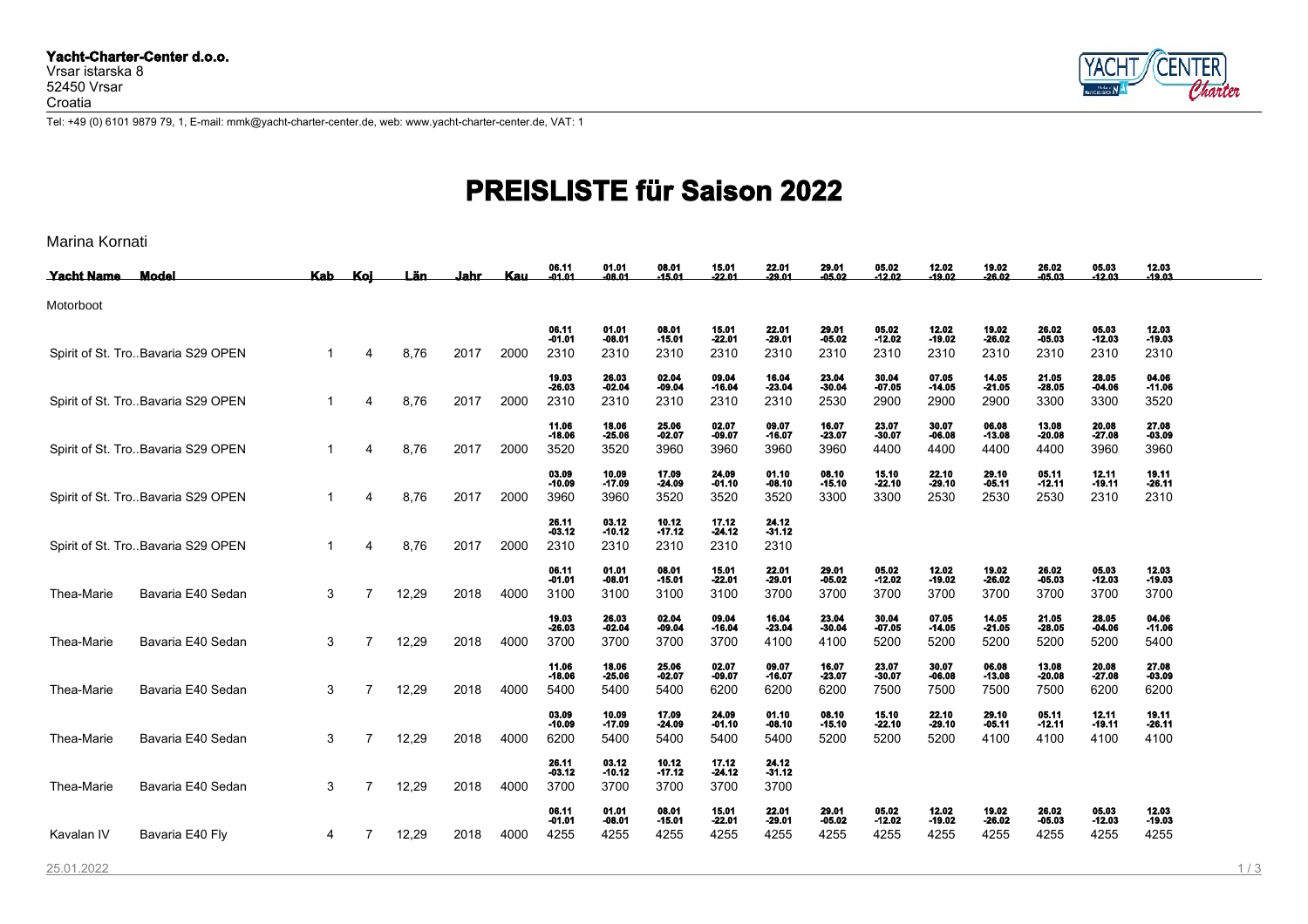**Yacht-Charter-Center d.o.o.**
Vrsar istarska 8
52450 Vrsar
Croatia

Tel: +49 (0) 6101 9879 79, 1, E-mail: mmk@yacht-charter-center.de, web: www.yacht-charter-center.de, VAT: 1

# PREISLISTE für Saison 2022

Marina Kornati

| Yacht Name | Model | Kab | Koj | Län | Jahr | Kau | 06.11 -01.01 | 01.01 -08.01 | 08.01 -15.01 | 15.01 -22.01 | 22.01 -29.01 | 29.01 -05.02 | 05.02 -12.02 | 12.02 -19.02 | 19.02 -26.02 | 26.02 -05.03 | 05.03 -12.03 | 12.03 -19.03 |
|---|---|---|---|---|---|---|---|---|---|---|---|---|---|---|---|---|---|---|
| Motorboot | | | | | | | | | | | | | | | | | | |
| | | | | | | | 06.11 -01.01 | 01.01 -08.01 | 08.01 -15.01 | 15.01 -22.01 | 22.01 -29.01 | 29.01 -05.02 | 05.02 -12.02 | 12.02 -19.02 | 19.02 -26.02 | 26.02 -05.03 | 05.03 -12.03 | 12.03 -19.03 |
| Spirit of St. Tro.. | Bavaria S29 OPEN | 1 | 4 | 8,76 | 2017 | 2000 | 2310 | 2310 | 2310 | 2310 | 2310 | 2310 | 2310 | 2310 | 2310 | 2310 | 2310 | 2310 |
| | | | | | | | 19.03 -26.03 | 26.03 -02.04 | 02.04 -09.04 | 09.04 -16.04 | 16.04 -23.04 | 23.04 -30.04 | 30.04 -07.05 | 07.05 -14.05 | 14.05 -21.05 | 21.05 -28.05 | 28.05 -04.06 | 04.06 -11.06 |
| Spirit of St. Tro.. | Bavaria S29 OPEN | 1 | 4 | 8,76 | 2017 | 2000 | 2310 | 2310 | 2310 | 2310 | 2310 | 2530 | 2900 | 2900 | 2900 | 3300 | 3300 | 3520 |
| | | | | | | | 11.06 -18.06 | 18.06 -25.06 | 25.06 -02.07 | 02.07 -09.07 | 09.07 -16.07 | 16.07 -23.07 | 23.07 -30.07 | 30.07 -06.08 | 06.08 -13.08 | 13.08 -20.08 | 20.08 -27.08 | 27.08 -03.09 |
| Spirit of St. Tro.. | Bavaria S29 OPEN | 1 | 4 | 8,76 | 2017 | 2000 | 3520 | 3520 | 3960 | 3960 | 3960 | 3960 | 4400 | 4400 | 4400 | 4400 | 3960 | 3960 |
| | | | | | | | 03.09 -10.09 | 10.09 -17.09 | 17.09 -24.09 | 24.09 -01.10 | 01.10 -08.10 | 08.10 -15.10 | 15.10 -22.10 | 22.10 -29.10 | 29.10 -05.11 | 05.11 -12.11 | 12.11 -19.11 | 19.11 -26.11 |
| Spirit of St. Tro.. | Bavaria S29 OPEN | 1 | 4 | 8,76 | 2017 | 2000 | 3960 | 3960 | 3520 | 3520 | 3520 | 3300 | 3300 | 2530 | 2530 | 2530 | 2310 | 2310 |
| | | | | | | | 26.11 -03.12 | 03.12 -10.12 | 10.12 -17.12 | 17.12 -24.12 | 24.12 -31.12 | | | | | | | |
| Spirit of St. Tro.. | Bavaria S29 OPEN | 1 | 4 | 8,76 | 2017 | 2000 | 2310 | 2310 | 2310 | 2310 | 2310 | | | | | | | |
| | | | | | | | 06.11 -01.01 | 01.01 -08.01 | 08.01 -15.01 | 15.01 -22.01 | 22.01 -29.01 | 29.01 -05.02 | 05.02 -12.02 | 12.02 -19.02 | 19.02 -26.02 | 26.02 -05.03 | 05.03 -12.03 | 12.03 -19.03 |
| Thea-Marie | Bavaria E40 Sedan | 3 | 7 | 12,29 | 2018 | 4000 | 3100 | 3100 | 3100 | 3100 | 3700 | 3700 | 3700 | 3700 | 3700 | 3700 | 3700 | 3700 |
| | | | | | | | 19.03 -26.03 | 26.03 -02.04 | 02.04 -09.04 | 09.04 -16.04 | 16.04 -23.04 | 23.04 -30.04 | 30.04 -07.05 | 07.05 -14.05 | 14.05 -21.05 | 21.05 -28.05 | 28.05 -04.06 | 04.06 -11.06 |
| Thea-Marie | Bavaria E40 Sedan | 3 | 7 | 12,29 | 2018 | 4000 | 3700 | 3700 | 3700 | 3700 | 4100 | 4100 | 5200 | 5200 | 5200 | 5200 | 5200 | 5400 |
| | | | | | | | 11.06 -18.06 | 18.06 -25.06 | 25.06 -02.07 | 02.07 -09.07 | 09.07 -16.07 | 16.07 -23.07 | 23.07 -30.07 | 30.07 -06.08 | 06.08 -13.08 | 13.08 -20.08 | 20.08 -27.08 | 27.08 -03.09 |
| Thea-Marie | Bavaria E40 Sedan | 3 | 7 | 12,29 | 2018 | 4000 | 5400 | 5400 | 5400 | 6200 | 6200 | 6200 | 7500 | 7500 | 7500 | 7500 | 6200 | 6200 |
| | | | | | | | 03.09 -10.09 | 10.09 -17.09 | 17.09 -24.09 | 24.09 -01.10 | 01.10 -08.10 | 08.10 -15.10 | 15.10 -22.10 | 22.10 -29.10 | 29.10 -05.11 | 05.11 -12.11 | 12.11 -19.11 | 19.11 -26.11 |
| Thea-Marie | Bavaria E40 Sedan | 3 | 7 | 12,29 | 2018 | 4000 | 6200 | 5400 | 5400 | 5400 | 5400 | 5200 | 5200 | 5200 | 4100 | 4100 | 4100 | 4100 |
| | | | | | | | 26.11 -03.12 | 03.12 -10.12 | 10.12 -17.12 | 17.12 -24.12 | 24.12 -31.12 | | | | | | | |
| Thea-Marie | Bavaria E40 Sedan | 3 | 7 | 12,29 | 2018 | 4000 | 3700 | 3700 | 3700 | 3700 | 3700 | | | | | | | |
| | | | | | | | 06.11 -01.01 | 01.01 -08.01 | 08.01 -15.01 | 15.01 -22.01 | 22.01 -29.01 | 29.01 -05.02 | 05.02 -12.02 | 12.02 -19.02 | 19.02 -26.02 | 26.02 -05.03 | 05.03 -12.03 | 12.03 -19.03 |
| Kavalan IV | Bavaria E40 Fly | 4 | 7 | 12,29 | 2018 | 4000 | 4255 | 4255 | 4255 | 4255 | 4255 | 4255 | 4255 | 4255 | 4255 | 4255 | 4255 | 4255 |

25.01.2022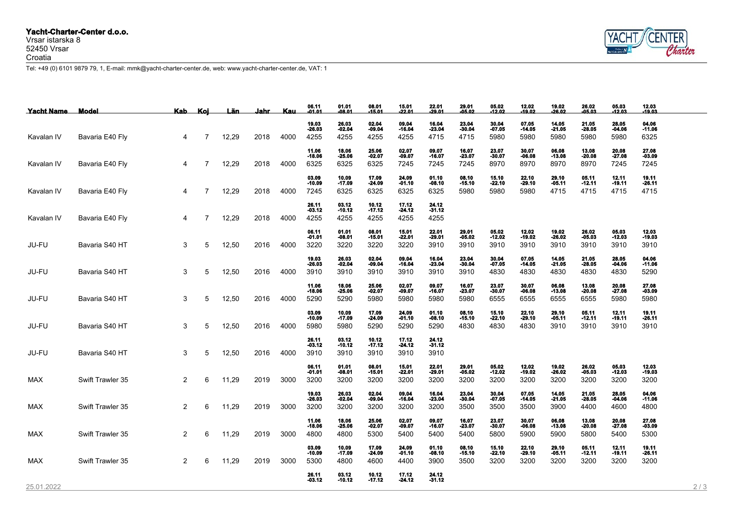**Yacht-Charter-Center d.o.o.**
Vrsar istarska 8
52450 Vrsar
Croatia

Tel: +49 (0) 6101 9879 79, 1, E-mail: mmk@yacht-charter-center.de, web: www.yacht-charter-center.de, VAT: 1

| Yacht Name | Model | Kab | Koj | Län | Jahr | Kau | 06.11 -01.01 | 01.01 -08.01 | 08.01 -15.01 | 15.01 -22.01 | 22.01 -29.01 | 29.01 -05.02 | 05.02 -12.02 | 12.02 -19.02 | 19.02 -26.02 | 26.02 -05.03 | 05.03 -12.03 | 12.03 -19.03 |
|---|---|---|---|---|---|---|---|---|---|---|---|---|---|---|---|---|---|---|
| | | | | | | | 19.03 -26.03 | 26.03 -02.04 | 02.04 -09.04 | 09.04 -16.04 | 16.04 -23.04 | 23.04 -30.04 | 30.04 -07.05 | 07.05 -14.05 | 14.05 -21.05 | 21.05 -28.05 | 28.05 -04.06 | 04.06 -11.06 |
| Kavalan IV | Bavaria E40 Fly | 4 | 7 | 12,29 | 2018 | 4000 | 4255 | 4255 | 4255 | 4255 | 4715 | 4715 | 5980 | 5980 | 5980 | 5980 | 5980 | 6325 |
| | | | | | | | 11.06 -18.06 | 18.06 -25.06 | 25.06 -02.07 | 02.07 -09.07 | 09.07 -16.07 | 16.07 -23.07 | 23.07 -30.07 | 30.07 -06.08 | 06.08 -13.08 | 13.08 -20.08 | 20.08 -27.08 | 27.08 -03.09 |
| Kavalan IV | Bavaria E40 Fly | 4 | 7 | 12,29 | 2018 | 4000 | 6325 | 6325 | 6325 | 7245 | 7245 | 7245 | 8970 | 8970 | 8970 | 8970 | 7245 | 7245 |
| | | | | | | | 03.09 -10.09 | 10.09 -17.09 | 17.09 -24.09 | 24.09 -01.10 | 01.10 -08.10 | 08.10 -15.10 | 15.10 -22.10 | 22.10 -29.10 | 29.10 -05.11 | 05.11 -12.11 | 12.11 -19.11 | 19.11 -26.11 |
| Kavalan IV | Bavaria E40 Fly | 4 | 7 | 12,29 | 2018 | 4000 | 7245 | 6325 | 6325 | 6325 | 6325 | 5980 | 5980 | 5980 | 4715 | 4715 | 4715 | 4715 |
| | | | | | | | 26.11 -03.12 | 03.12 -10.12 | 10.12 -17.12 | 17.12 -24.12 | 24.12 -31.12 | | | | | | | |
| Kavalan IV | Bavaria E40 Fly | 4 | 7 | 12,29 | 2018 | 4000 | 4255 | 4255 | 4255 | 4255 | 4255 | | | | | | | |
| | | | | | | | 06.11 -01.01 | 01.01 -08.01 | 08.01 -15.01 | 15.01 -22.01 | 22.01 -29.01 | 29.01 -05.02 | 05.02 -12.02 | 12.02 -19.02 | 19.02 -26.02 | 26.02 -05.03 | 05.03 -12.03 | 12.03 -19.03 |
| JU-FU | Bavaria S40 HT | 3 | 5 | 12,50 | 2016 | 4000 | 3220 | 3220 | 3220 | 3220 | 3910 | 3910 | 3910 | 3910 | 3910 | 3910 | 3910 | 3910 |
| | | | | | | | 19.03 -26.03 | 26.03 -02.04 | 02.04 -09.04 | 09.04 -16.04 | 16.04 -23.04 | 23.04 -30.04 | 30.04 -07.05 | 07.05 -14.05 | 14.05 -21.05 | 21.05 -28.05 | 28.05 -04.06 | 04.06 -11.06 |
| JU-FU | Bavaria S40 HT | 3 | 5 | 12,50 | 2016 | 4000 | 3910 | 3910 | 3910 | 3910 | 3910 | 3910 | 4830 | 4830 | 4830 | 4830 | 4830 | 5290 |
| | | | | | | | 11.06 -18.06 | 18.06 -25.06 | 25.06 -02.07 | 02.07 -09.07 | 09.07 -16.07 | 16.07 -23.07 | 23.07 -30.07 | 30.07 -06.08 | 06.08 -13.08 | 13.08 -20.08 | 20.08 -27.08 | 27.08 -03.09 |
| JU-FU | Bavaria S40 HT | 3 | 5 | 12,50 | 2016 | 4000 | 5290 | 5290 | 5980 | 5980 | 5980 | 5980 | 6555 | 6555 | 6555 | 6555 | 5980 | 5980 |
| | | | | | | | 03.09 -10.09 | 10.09 -17.09 | 17.09 -24.09 | 24.09 -01.10 | 01.10 -08.10 | 08.10 -15.10 | 15.10 -22.10 | 22.10 -29.10 | 29.10 -05.11 | 05.11 -12.11 | 12.11 -19.11 | 19.11 -26.11 |
| JU-FU | Bavaria S40 HT | 3 | 5 | 12,50 | 2016 | 4000 | 5980 | 5980 | 5290 | 5290 | 5290 | 4830 | 4830 | 4830 | 3910 | 3910 | 3910 | 3910 |
| | | | | | | | 26.11 -03.12 | 03.12 -10.12 | 10.12 -17.12 | 17.12 -24.12 | 24.12 -31.12 | | | | | | | |
| JU-FU | Bavaria S40 HT | 3 | 5 | 12,50 | 2016 | 4000 | 3910 | 3910 | 3910 | 3910 | 3910 | | | | | | | |
| | | | | | | | 06.11 -01.01 | 01.01 -08.01 | 08.01 -15.01 | 15.01 -22.01 | 22.01 -29.01 | 29.01 -05.02 | 05.02 -12.02 | 12.02 -19.02 | 19.02 -26.02 | 26.02 -05.03 | 05.03 -12.03 | 12.03 -19.03 |
| MAX | Swift Trawler 35 | 2 | 6 | 11,29 | 2019 | 3000 | 3200 | 3200 | 3200 | 3200 | 3200 | 3200 | 3200 | 3200 | 3200 | 3200 | 3200 | 3200 |
| | | | | | | | 19.03 -26.03 | 26.03 -02.04 | 02.04 -09.04 | 09.04 -16.04 | 16.04 -23.04 | 23.04 -30.04 | 30.04 -07.05 | 07.05 -14.05 | 14.05 -21.05 | 21.05 -28.05 | 28.05 -04.06 | 04.06 -11.06 |
| MAX | Swift Trawler 35 | 2 | 6 | 11,29 | 2019 | 3000 | 3200 | 3200 | 3200 | 3200 | 3200 | 3500 | 3500 | 3500 | 3900 | 4400 | 4600 | 4800 |
| | | | | | | | 11.06 -18.06 | 18.06 -25.06 | 25.06 -02.07 | 02.07 -09.07 | 09.07 -16.07 | 16.07 -23.07 | 23.07 -30.07 | 30.07 -06.08 | 06.08 -13.08 | 13.08 -20.08 | 20.08 -27.08 | 27.08 -03.09 |
| MAX | Swift Trawler 35 | 2 | 6 | 11,29 | 2019 | 3000 | 4800 | 4800 | 5300 | 5400 | 5400 | 5400 | 5800 | 5900 | 5900 | 5800 | 5400 | 5300 |
| | | | | | | | 03.09 -10.09 | 10.09 -17.09 | 17.09 -24.09 | 24.09 -01.10 | 01.10 -08.10 | 08.10 -15.10 | 15.10 -22.10 | 22.10 -29.10 | 29.10 -05.11 | 05.11 -12.11 | 12.11 -19.11 | 19.11 -26.11 |
| MAX | Swift Trawler 35 | 2 | 6 | 11,29 | 2019 | 3000 | 5300 | 4800 | 4600 | 4400 | 3900 | 3500 | 3200 | 3200 | 3200 | 3200 | 3200 | 3200 |
| | | | | | | | 26.11 -03.12 | 03.12 -10.12 | 10.12 -17.12 | 17.12 -24.12 | 24.12 -31.12 | | | | | | | |

25.01.2022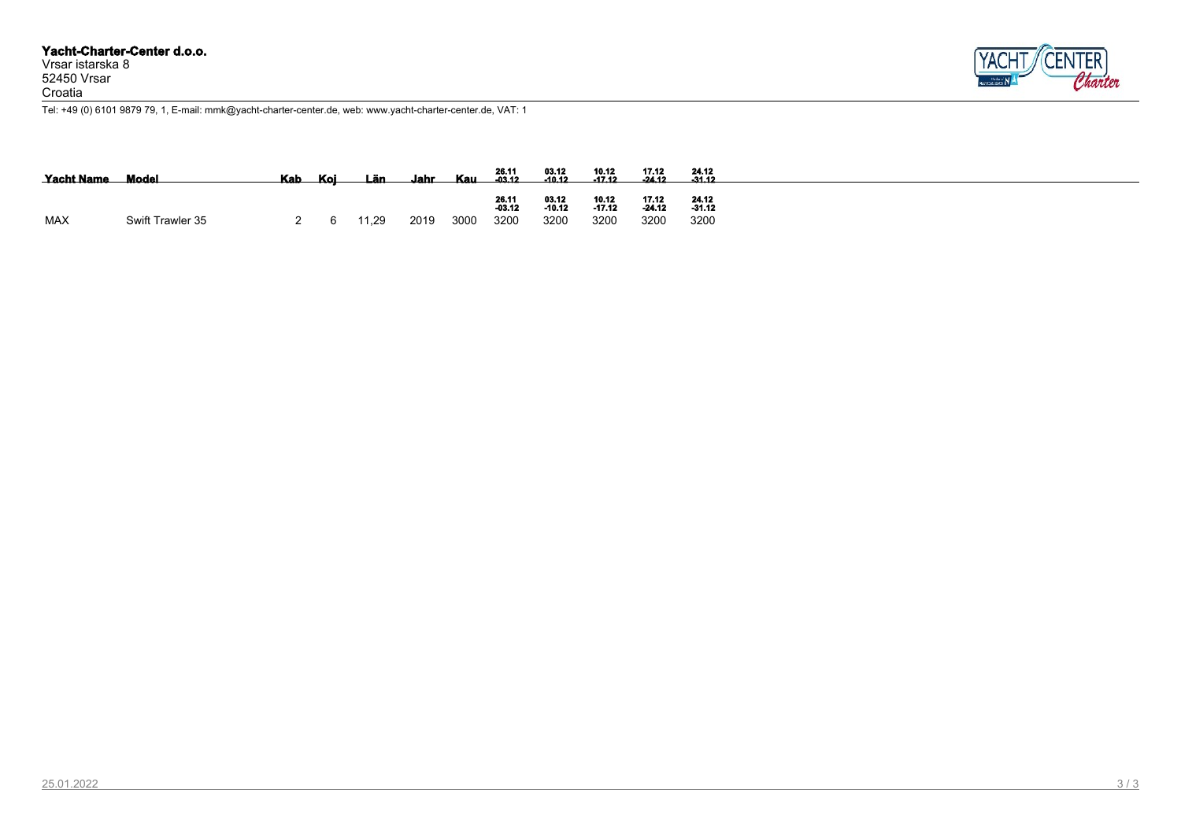**Yacht-Charter-Center d.o.o.**
Vrsar istarska 8
52450 Vrsar
Croatia

Tel: +49 (0) 6101 9879 79, 1, E-mail: mmk@yacht-charter-center.de, web: www.yacht-charter-center.de, VAT: 1

| Yacht Name | Model | Kab | Koj | Län | Jahr | Kau | 26.11 -03.12 | 03.12 -10.12 | 10.12 -17.12 | 17.12 -24.12 | 24.12 -31.12 |
|---|---|---|---|---|---|---|---|---|---|---|---|
| | | | | | | | 26.11 -03.12 | 03.12 -10.12 | 10.12 -17.12 | 17.12 -24.12 | 24.12 -31.12 |
| MAX | Swift Trawler 35 | 2 | 6 | 11,29 | 2019 | 3000 | 3200 | 3200 | 3200 | 3200 | 3200 |

25.01.2022